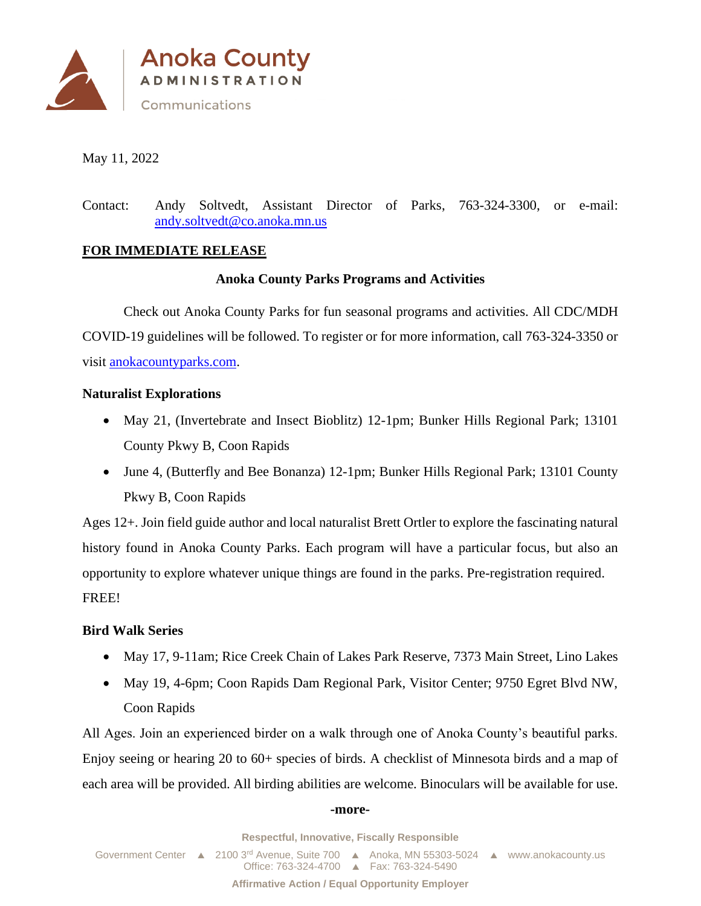Anoka County
ADMINISTRATION
Communications

May 11, 2022

Contact: Andy Soltvedt, Assistant Director of Parks, 763-324-3300, or e-mail: andy.soltvedt@co.anoka.mn.us

**FOR IMMEDIATE RELEASE**

## Anoka County Parks Programs and Activities

Check out Anoka County Parks for fun seasonal programs and activities. All CDC/MDH COVID-19 guidelines will be followed. To register or for more information, call 763-324-3350 or visit anokacountyparks.com.

### Naturalist Explorations

- May 21, (Invertebrate and Insect Bioblitz) 12-1pm; Bunker Hills Regional Park; 13101 County Pkwy B, Coon Rapids
- June 4, (Butterfly and Bee Bonanza) 12-1pm; Bunker Hills Regional Park; 13101 County Pkwy B, Coon Rapids

Ages 12+. Join field guide author and local naturalist Brett Ortler to explore the fascinating natural history found in Anoka County Parks. Each program will have a particular focus, but also an opportunity to explore whatever unique things are found in the parks. Pre-registration required. FREE!

### Bird Walk Series

- May 17, 9-11am; Rice Creek Chain of Lakes Park Reserve, 7373 Main Street, Lino Lakes
- May 19, 4-6pm; Coon Rapids Dam Regional Park, Visitor Center; 9750 Egret Blvd NW, Coon Rapids

All Ages. Join an experienced birder on a walk through one of Anoka County's beautiful parks. Enjoy seeing or hearing 20 to 60+ species of birds. A checklist of Minnesota birds and a map of each area will be provided. All birding abilities are welcome. Binoculars will be available for use.

**-more-**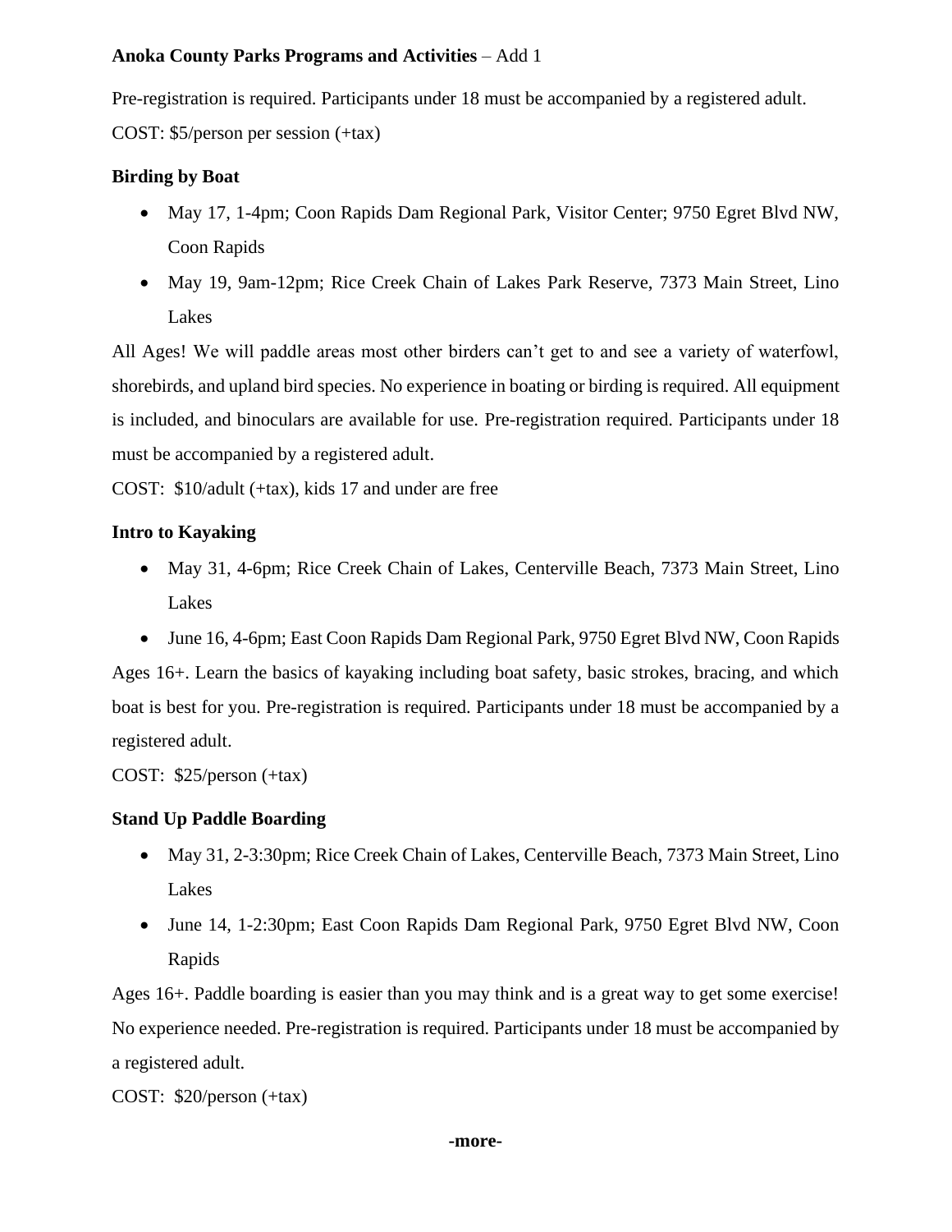**Anoka County Parks Programs and Activities** – Add 1

Pre-registration is required. Participants under 18 must be accompanied by a registered adult.

COST: $5/person per session (+tax)

**Birding by Boat**

- May 17, 1-4pm; Coon Rapids Dam Regional Park, Visitor Center; 9750 Egret Blvd NW, Coon Rapids
- May 19, 9am-12pm; Rice Creek Chain of Lakes Park Reserve, 7373 Main Street, Lino Lakes

All Ages! We will paddle areas most other birders can't get to and see a variety of waterfowl, shorebirds, and upland bird species. No experience in boating or birding is required. All equipment is included, and binoculars are available for use. Pre-registration required. Participants under 18 must be accompanied by a registered adult.

COST: $10/adult (+tax), kids 17 and under are free

**Intro to Kayaking**

- May 31, 4-6pm; Rice Creek Chain of Lakes, Centerville Beach, 7373 Main Street, Lino Lakes
- June 16, 4-6pm; East Coon Rapids Dam Regional Park, 9750 Egret Blvd NW, Coon Rapids

Ages 16+. Learn the basics of kayaking including boat safety, basic strokes, bracing, and which boat is best for you. Pre-registration is required. Participants under 18 must be accompanied by a registered adult.

COST: $25/person (+tax)

**Stand Up Paddle Boarding**

- May 31, 2-3:30pm; Rice Creek Chain of Lakes, Centerville Beach, 7373 Main Street, Lino Lakes
- June 14, 1-2:30pm; East Coon Rapids Dam Regional Park, 9750 Egret Blvd NW, Coon Rapids

Ages 16+. Paddle boarding is easier than you may think and is a great way to get some exercise! No experience needed. Pre-registration is required. Participants under 18 must be accompanied by a registered adult.

COST: $20/person (+tax)

**-more-**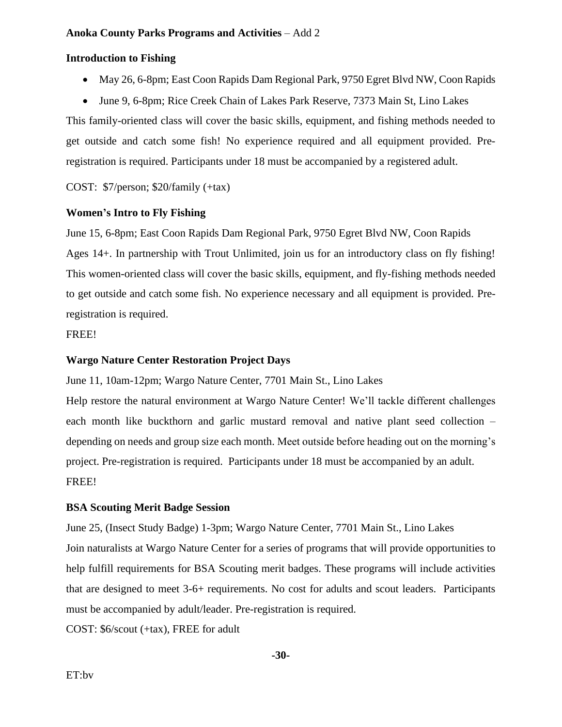**Anoka County Parks Programs and Activities** – Add 2

**Introduction to Fishing**

- May 26, 6-8pm; East Coon Rapids Dam Regional Park, 9750 Egret Blvd NW, Coon Rapids
- June 9, 6-8pm; Rice Creek Chain of Lakes Park Reserve, 7373 Main St, Lino Lakes

This family-oriented class will cover the basic skills, equipment, and fishing methods needed to get outside and catch some fish! No experience required and all equipment provided. Pre-registration is required. Participants under 18 must be accompanied by a registered adult.

COST: $7/person; $20/family (+tax)

**Women's Intro to Fly Fishing**

June 15, 6-8pm; East Coon Rapids Dam Regional Park, 9750 Egret Blvd NW, Coon Rapids

Ages 14+. In partnership with Trout Unlimited, join us for an introductory class on fly fishing! This women-oriented class will cover the basic skills, equipment, and fly-fishing methods needed to get outside and catch some fish. No experience necessary and all equipment is provided. Pre-registration is required.

FREE!

**Wargo Nature Center Restoration Project Days**

June 11, 10am-12pm; Wargo Nature Center, 7701 Main St., Lino Lakes

Help restore the natural environment at Wargo Nature Center! We'll tackle different challenges each month like buckthorn and garlic mustard removal and native plant seed collection – depending on needs and group size each month. Meet outside before heading out on the morning's project. Pre-registration is required. Participants under 18 must be accompanied by an adult.

FREE!

**BSA Scouting Merit Badge Session**

June 25, (Insect Study Badge) 1-3pm; Wargo Nature Center, 7701 Main St., Lino Lakes

Join naturalists at Wargo Nature Center for a series of programs that will provide opportunities to help fulfill requirements for BSA Scouting merit badges. These programs will include activities that are designed to meet 3-6+ requirements. No cost for adults and scout leaders. Participants must be accompanied by adult/leader. Pre-registration is required.

COST: $6/scout (+tax), FREE for adult

ET:bv